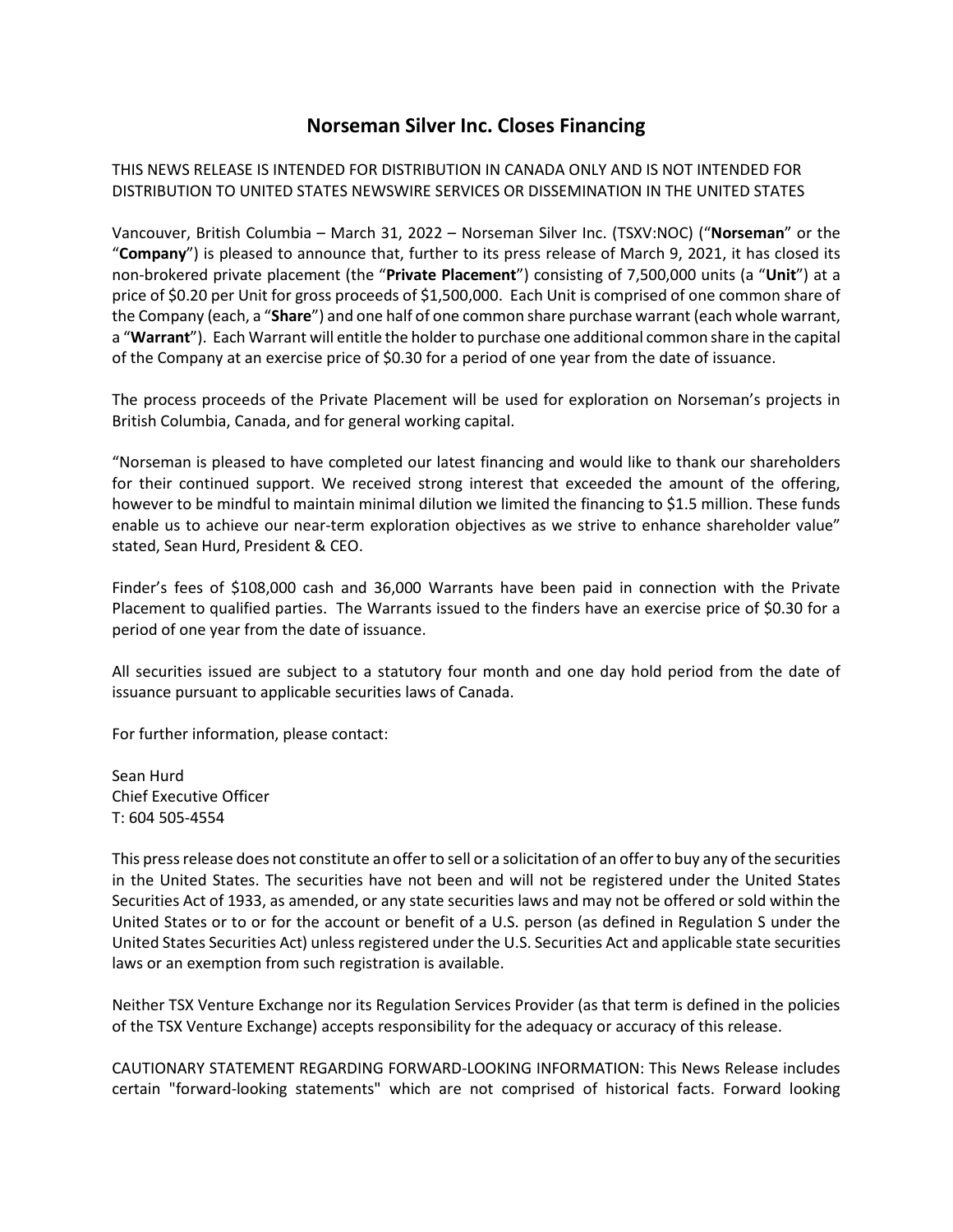# Norseman Silver Inc. Closes Financing

THIS NEWS RELEASE IS INTENDED FOR DISTRIBUTION IN CANADA ONLY AND IS NOT INTENDED FOR DISTRIBUTION TO UNITED STATES NEWSWIRE SERVICES OR DISSEMINATION IN THE UNITED STATES

Vancouver, British Columbia – March 31, 2022 – Norseman Silver Inc. (TSXV:NOC) ("**Norseman**" or the "**Company**") is pleased to announce that, further to its press release of March 9, 2021, it has closed its non-brokered private placement (the "**Private Placement**") consisting of 7,500,000 units (a "**Unit**") at a price of $0.20 per Unit for gross proceeds of $1,500,000. Each Unit is comprised of one common share of the Company (each, a "**Share**") and one half of one common share purchase warrant (each whole warrant, a "**Warrant**"). Each Warrant will entitle the holder to purchase one additional common share in the capital of the Company at an exercise price of $0.30 for a period of one year from the date of issuance.

The process proceeds of the Private Placement will be used for exploration on Norseman's projects in British Columbia, Canada, and for general working capital.

"Norseman is pleased to have completed our latest financing and would like to thank our shareholders for their continued support. We received strong interest that exceeded the amount of the offering, however to be mindful to maintain minimal dilution we limited the financing to $1.5 million. These funds enable us to achieve our near-term exploration objectives as we strive to enhance shareholder value" stated, Sean Hurd, President & CEO.

Finder's fees of $108,000 cash and 36,000 Warrants have been paid in connection with the Private Placement to qualified parties. The Warrants issued to the finders have an exercise price of $0.30 for a period of one year from the date of issuance.

All securities issued are subject to a statutory four month and one day hold period from the date of issuance pursuant to applicable securities laws of Canada.

For further information, please contact:

Sean Hurd
Chief Executive Officer
T: 604 505-4554

This press release does not constitute an offer to sell or a solicitation of an offer to buy any of the securities in the United States. The securities have not been and will not be registered under the United States Securities Act of 1933, as amended, or any state securities laws and may not be offered or sold within the United States or to or for the account or benefit of a U.S. person (as defined in Regulation S under the United States Securities Act) unless registered under the U.S. Securities Act and applicable state securities laws or an exemption from such registration is available.

Neither TSX Venture Exchange nor its Regulation Services Provider (as that term is defined in the policies of the TSX Venture Exchange) accepts responsibility for the adequacy or accuracy of this release.

CAUTIONARY STATEMENT REGARDING FORWARD-LOOKING INFORMATION: This News Release includes certain "forward-looking statements" which are not comprised of historical facts. Forward looking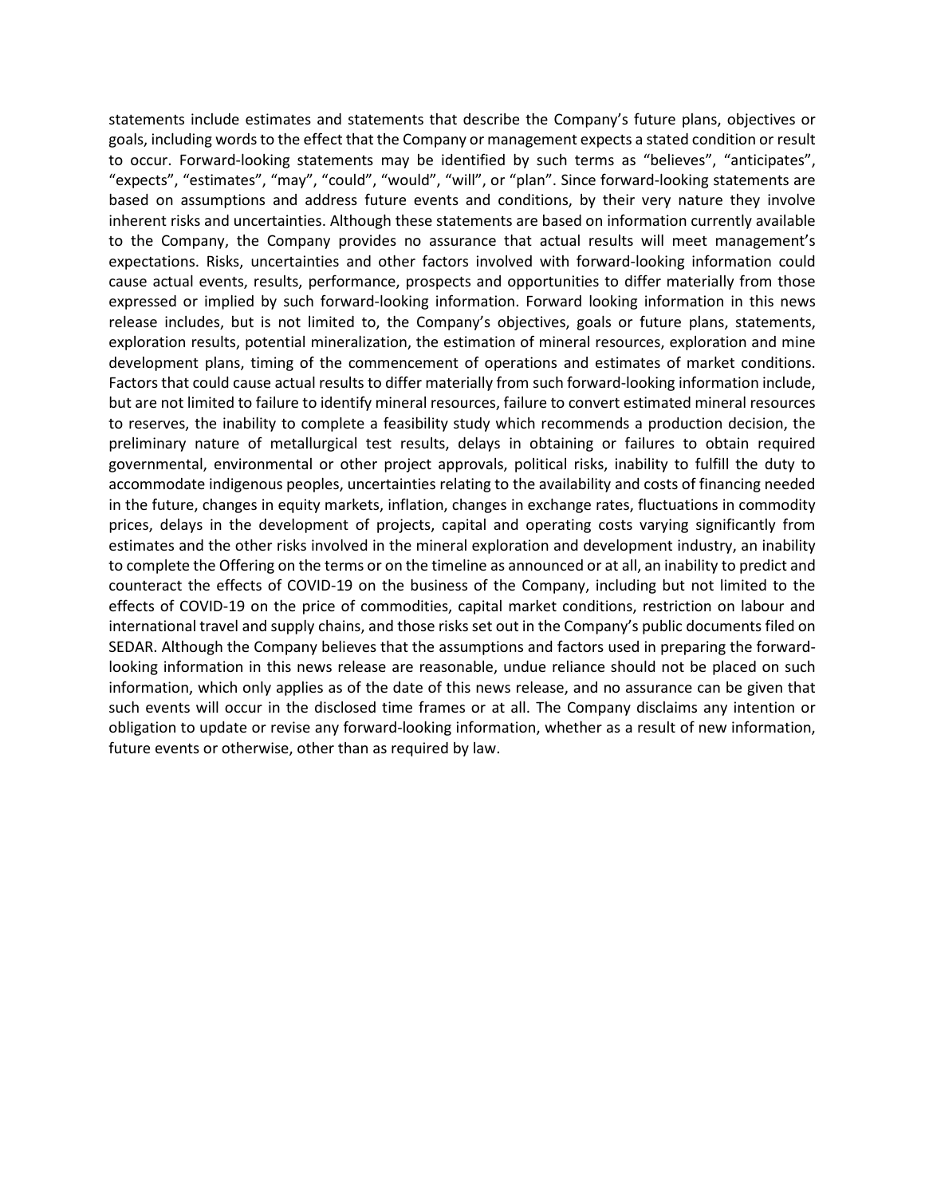statements include estimates and statements that describe the Company's future plans, objectives or goals, including words to the effect that the Company or management expects a stated condition or result to occur. Forward-looking statements may be identified by such terms as "believes", "anticipates", "expects", "estimates", "may", "could", "would", "will", or "plan". Since forward-looking statements are based on assumptions and address future events and conditions, by their very nature they involve inherent risks and uncertainties. Although these statements are based on information currently available to the Company, the Company provides no assurance that actual results will meet management's expectations. Risks, uncertainties and other factors involved with forward-looking information could cause actual events, results, performance, prospects and opportunities to differ materially from those expressed or implied by such forward-looking information. Forward looking information in this news release includes, but is not limited to, the Company's objectives, goals or future plans, statements, exploration results, potential mineralization, the estimation of mineral resources, exploration and mine development plans, timing of the commencement of operations and estimates of market conditions. Factors that could cause actual results to differ materially from such forward-looking information include, but are not limited to failure to identify mineral resources, failure to convert estimated mineral resources to reserves, the inability to complete a feasibility study which recommends a production decision, the preliminary nature of metallurgical test results, delays in obtaining or failures to obtain required governmental, environmental or other project approvals, political risks, inability to fulfill the duty to accommodate indigenous peoples, uncertainties relating to the availability and costs of financing needed in the future, changes in equity markets, inflation, changes in exchange rates, fluctuations in commodity prices, delays in the development of projects, capital and operating costs varying significantly from estimates and the other risks involved in the mineral exploration and development industry, an inability to complete the Offering on the terms or on the timeline as announced or at all, an inability to predict and counteract the effects of COVID-19 on the business of the Company, including but not limited to the effects of COVID-19 on the price of commodities, capital market conditions, restriction on labour and international travel and supply chains, and those risks set out in the Company's public documents filed on SEDAR. Although the Company believes that the assumptions and factors used in preparing the forward-looking information in this news release are reasonable, undue reliance should not be placed on such information, which only applies as of the date of this news release, and no assurance can be given that such events will occur in the disclosed time frames or at all. The Company disclaims any intention or obligation to update or revise any forward-looking information, whether as a result of new information, future events or otherwise, other than as required by law.